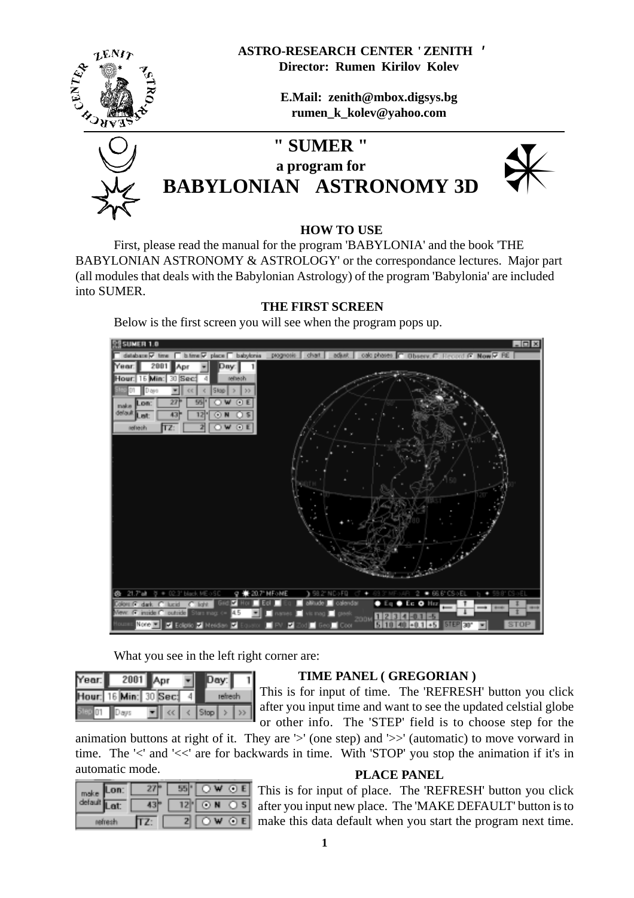ASTRO-RESEARCH CENTER ' ZENITH '
Director: Rumen Kirilov Kolev

E.Mail: zenith@mbox.digsys.bg
rumen_k_kolev@yahoo.com

# " SUMER "

### a program for

# BABYLONIAN ASTRONOMY 3D

### HOW TO USE

First, please read the manual for the program 'BABYLONIA' and the book 'THE BABYLONIAN ASTRONOMY & ASTROLOGY' or the correspondance lectures. Major part (all modules that deals with the Babylonian Astrology) of the program 'Babylonia' are included into SUMER.

### THE FIRST SCREEN

Below is the first screen you will see when the program pops up.

What you see in the left right corner are:

### TIME PANEL ( GREGORIAN )

This is for input of time. The 'REFRESH' button you click after you input time and want to see the updated celstial globe or other info. The 'STEP' field is to choose step for the animation buttons at right of it. They are '>' (one step) and '>>' (automatic) to move vorward in time. The '<' and '<<' are for backwards in time. With 'STOP' you stop the animation if it's in automatic mode.

### PLACE PANEL

This is for input of place. The 'REFRESH' button you click after you input new place. The 'MAKE DEFAULT' button is to make this data default when you start the program next time.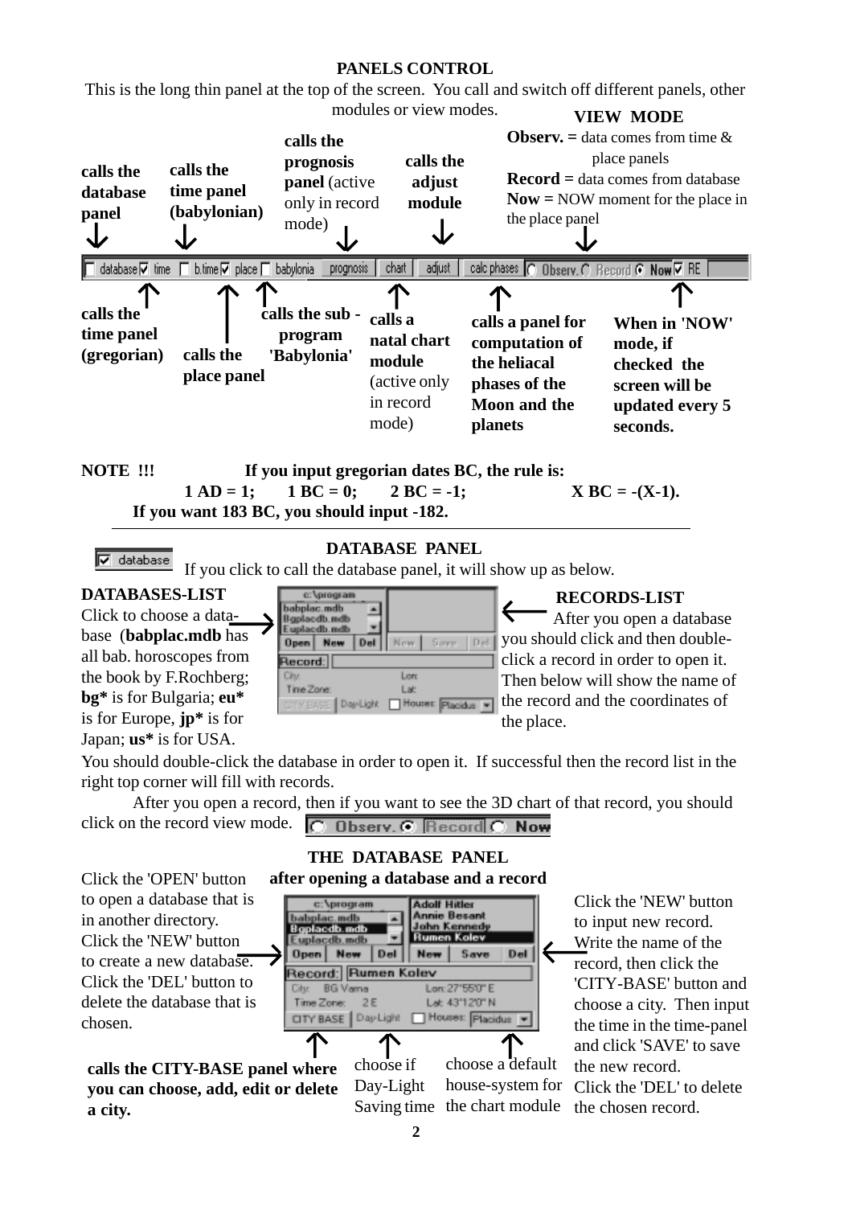## PANELS CONTROL

This is the long thin panel at the top of the screen. You call and switch off different panels, other modules or view modes.

**VIEW MODE**

**Observ.** = data comes from time & place panels

**Record** = data comes from database

**Now** = NOW moment for the place in the place panel

- **calls the database panel**
- **calls the time panel (babylonian)**
- **calls the prognosis panel** (active only in record mode)
- **calls the adjust module**

database ☑ time ☐ b.time ☑ place ☐ babylonia | prognosis | chart | adjust | calc phases | ○ Observ. ○ Record ● Now ☑ RE

- **calls the time panel (gregorian)**
- **calls the place panel**
- **calls the sub - program 'Babylonia'**
- **calls a natal chart module** (active only in record mode)
- **calls a panel for computation of the heliacal phases of the Moon and the planets**
- **When in 'NOW' mode, if checked the screen will be updated every 5 seconds.**

**NOTE !!!** **If you input gregorian dates BC, the rule is:**

**1 AD = 1; 1 BC = 0; 2 BC = -1; X BC = -(X-1).**

**If you want 183 BC, you should input -182.**

---

## DATABASE PANEL

☑ database

If you click to call the database panel, it will show up as below.

**DATABASES-LIST**

Click to choose a database (**babplac.mdb** has all bab. horoscopes from the book by F.Rochberg; **bg*** is for Bulgaria; **eu*** is for Europe, **jp*** is for Japan; **us*** is for USA.

**RECORDS-LIST**

After you open a database you should click and then double-click a record in order to open it. Then below will show the name of the record and the coordinates of the place.

You should double-click the database in order to open it. If successful then the record list in the right top corner will fill with records.

After you open a record, then if you want to see the 3D chart of that record, you should click on the record view mode. ○ Observ. ● Record ○ Now

### THE DATABASE PANEL after opening a database and a record

Click the 'OPEN' button to open a database that is in another directory.
Click the 'NEW' button to create a new database.
Click the 'DEL' button to delete the database that is chosen.

Click the 'NEW' button to input new record. Write the name of the record, then click the 'CITY-BASE' button and choose a city. Then input the time in the time-panel and click 'SAVE' to save the new record.
Click the 'DEL' to delete the chosen record.

**calls the CITY-BASE panel where you can choose, add, edit or delete a city.**

choose if Day-Light Saving time

choose a default house-system for the chart module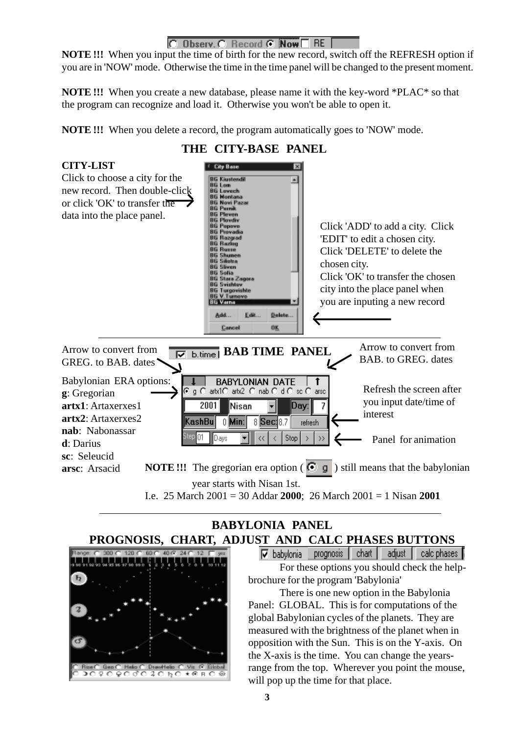**NOTE !!!** When you input the time of birth for the new record, switch off the REFRESH option if you are in 'NOW' mode. Otherwise the time in the time panel will be changed to the present moment.

**NOTE !!!** When you create a new database, please name it with the key-word *PLAC* so that the program can recognize and load it. Otherwise you won't be able to open it.

**NOTE !!!** When you delete a record, the program automatically goes to 'NOW' mode.

## THE CITY-BASE PANEL

**CITY-LIST**

Click to choose a city for the new record. Then double-click or click 'OK' to transfer the data into the place panel.

Click 'ADD' to add a city. Click 'EDIT' to edit a chosen city. Click 'DELETE' to delete the chosen city.
Click 'OK' to transfer the chosen city into the place panel when you are inputing a new record

## BAB TIME PANEL

Arrow to convert from GREG. to BAB. dates

Arrow to convert from BAB. to GREG. dates

Babylonian ERA options:
**g**: Gregorian
**artx1**: Artaxerxes1
**artx2**: Artaxerxes2
**nab**: Nabonassar
**d**: Darius
**sc**: Seleucid
**arsc**: Arsacid

Refresh the screen after you input date/time of interest

Panel for animation

**NOTE !!!** The gregorian era option ( g ) still means that the babylonian year starts with Nisan 1st.
I.e. 25 March 2001 = 30 Addar **2000**; 26 March 2001 = 1 Nisan **2001**

## BABYLONIA PANEL

## PROGNOSIS, CHART, ADJUST AND CALC PHASES BUTTONS

For these options you should check the help-brochure for the program 'Babylonia'

There is one new option in the Babylonia Panel: GLOBAL. This is for computations of the global Babylonian cycles of the planets. They are measured with the brightness of the planet when in opposition with the Sun. This is on the Y-axis. On the X-axis is the time. You can change the years-range from the top. Wherever you point the mouse, will pop up the time for that place.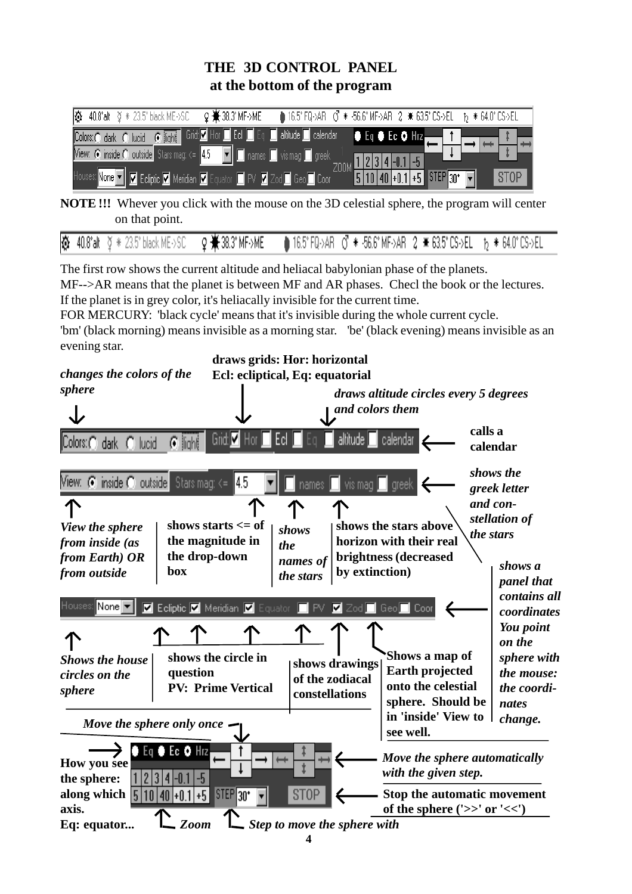# THE 3D CONTROL PANEL
## at the bottom of the program

**NOTE !!!** Whever you click with the mouse on the 3D celestial sphere, the program will center on that point.

The first row shows the current altitude and heliacal babylonian phase of the planets.
MF-->AR means that the planet is between MF and AR phases. Checl the book or the lectures.
If the planet is in grey color, it's heliacally invisible for the current time.
FOR MERCURY: 'black cycle' means that it's invisible during the whole current cycle.
'bm' (black morning) means invisible as a morning star. 'be' (black evening) means invisible as an evening star.

*changes the colors of the sphere*

**draws grids: Hor: horizontal Ecl: ecliptical, Eq: equatorial**

*draws altitude circles every 5 degrees and colors them*

**calls a calendar**

*shows the greek letter and constellation of the stars*

*View the sphere from inside (as from Earth) OR from outside*

**shows starts <= of the magnitude in the drop-down box**

*shows the names of the stars*

**shows the stars above horizon with their real brightness (decreased by extinction)**

*shows a panel that contains all coordinates You point on the sphere with the mouse: the coordinates change.*

*Shows the house circles on the sphere*

**shows the circle in question**
**PV: Prime Vertical**

**shows drawings of the zodiacal constellations**

**Shows a map of Earth projected onto the celestial sphere. Should be in 'inside' View to see well.**

*Move the sphere only once*

**How you see the sphere: along which axis.**
**Eq: equator...**

*Move the sphere automatically with the given step.*

**Stop the automatic movement of the sphere ('>>' or '<<')**

*Zoom*

*Step to move the sphere with*